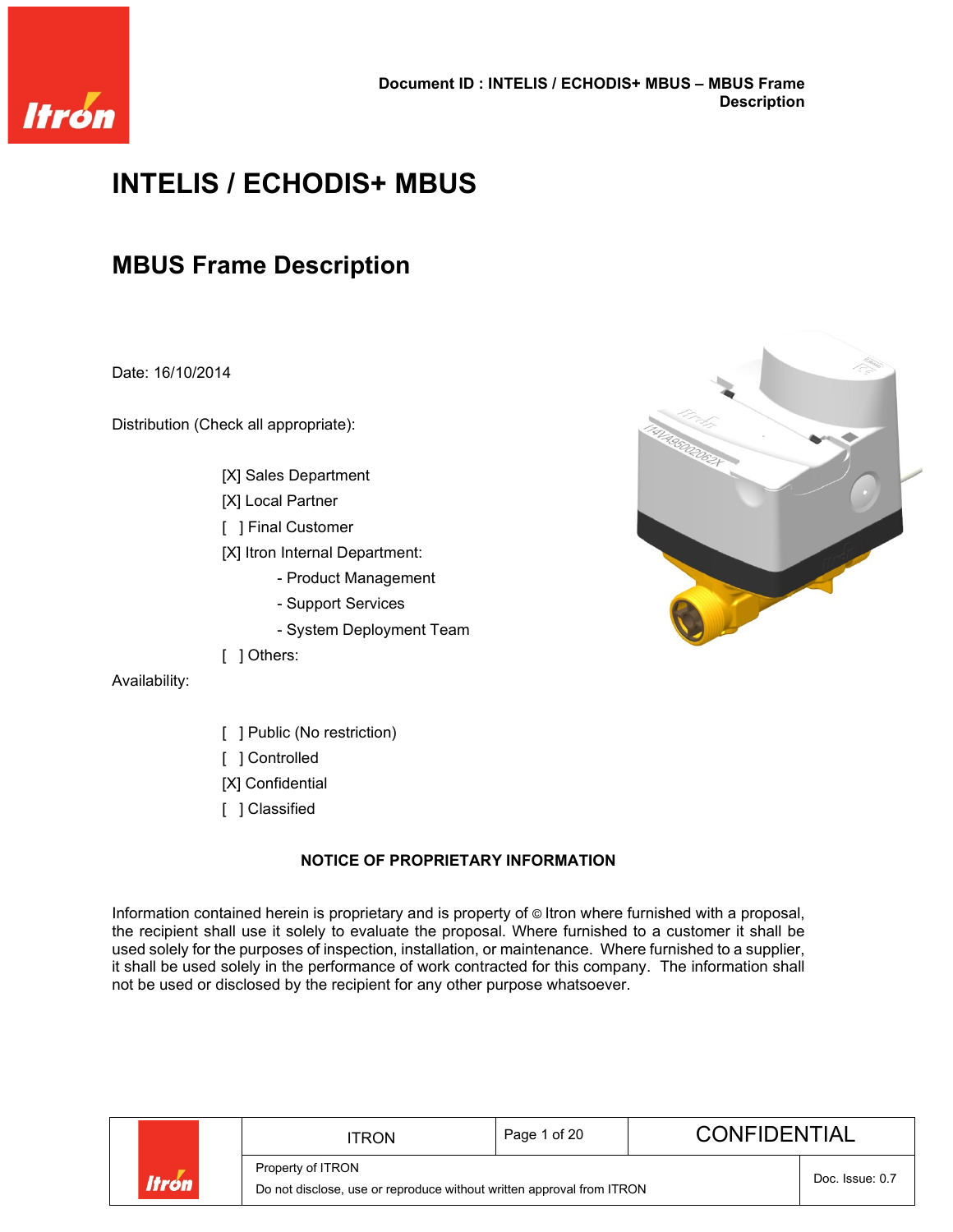Document ID : INTELIS / ECHODIS+ MBUS – MBUS Frame Description

# INTELIS / ECHODIS+ MBUS

## MBUS Frame Description

Date: 16/10/2014

Distribution (Check all appropriate):

- [X] Sales Department
- [X] Local Partner
- [ ] Final Customer
- [X] Itron Internal Department:
  - Product Management
  - Support Services
  - System Deployment Team
- [ ] Others:

Availability:

- [ ] Public (No restriction)
- [ ] Controlled
- [X] Confidential
- [ ] Classified

**NOTICE OF PROPRIETARY INFORMATION**

Information contained herein is proprietary and is property of © Itron where furnished with a proposal, the recipient shall use it solely to evaluate the proposal. Where furnished to a customer it shall be used solely for the purposes of inspection, installation, or maintenance. Where furnished to a supplier, it shall be used solely in the performance of work contracted for this company. The information shall not be used or disclosed by the recipient for any other purpose whatsoever.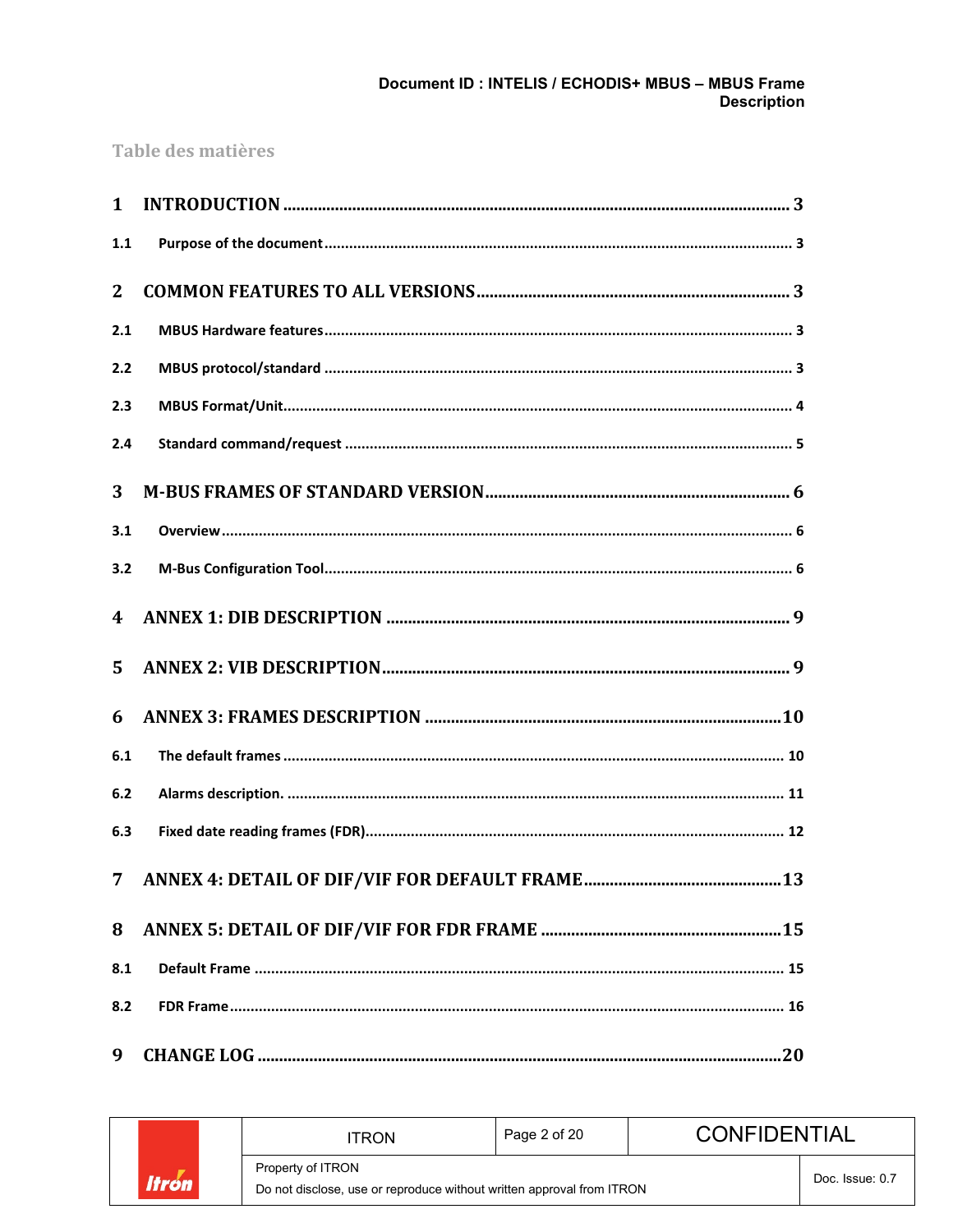## Table des matières

**1 INTRODUCTION** ..................................................................................................... 3

1.1 Purpose of the document ............................................................................................ 3

**2 COMMON FEATURES TO ALL VERSIONS** ....................................................................... 3

2.1 MBUS Hardware features ............................................................................................ 3

2.2 MBUS protocol/standard ............................................................................................. 3

2.3 MBUS Format/Unit ..................................................................................................... 4

2.4 Standard command/request ......................................................................................... 5

**3 M-BUS FRAMES OF STANDARD VERSION** ...................................................................... 6

3.1 Overview .................................................................................................................... 6

3.2 M-Bus Configuration Tool ............................................................................................ 6

**4 ANNEX 1: DIB DESCRIPTION** ......................................................................................... 9

**5 ANNEX 2: VIB DESCRIPTION** .......................................................................................... 9

**6 ANNEX 3: FRAMES DESCRIPTION** ................................................................................. 10

6.1 The default frames ..................................................................................................... 10

6.2 Alarms description. .................................................................................................... 11

6.3 Fixed date reading frames (FDR) ................................................................................. 12

**7 ANNEX 4: DETAIL OF DIF/VIF FOR DEFAULT FRAME** ..................................................... 13

**8 ANNEX 5: DETAIL OF DIF/VIF FOR FDR FRAME** ............................................................ 15

8.1 Default Frame ............................................................................................................ 15

8.2 FDR Frame ................................................................................................................. 16

**9 CHANGE LOG** ............................................................................................................... 20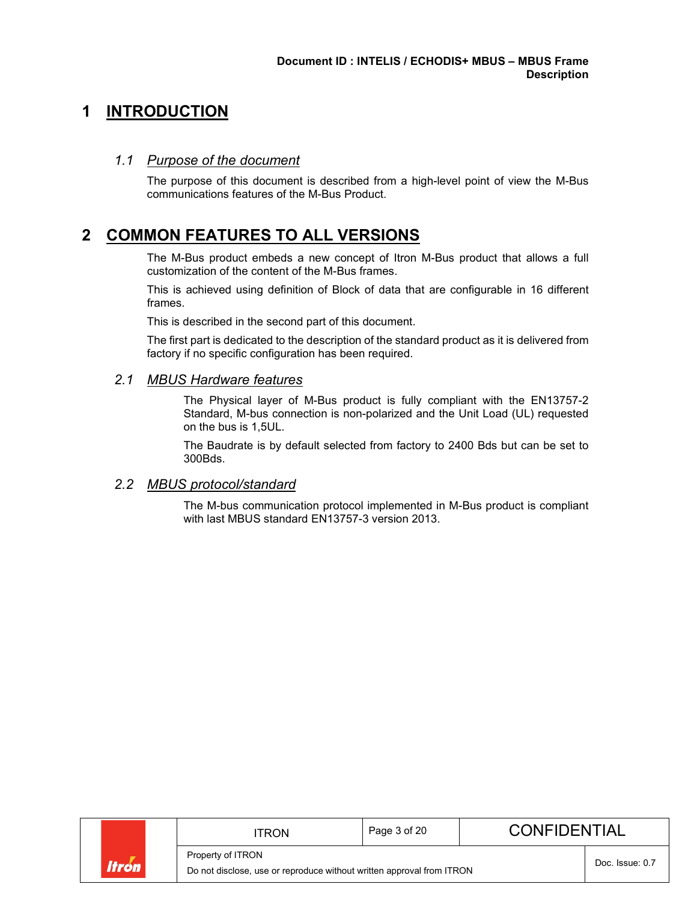# 1 INTRODUCTION

## 1.1 *Purpose of the document*

The purpose of this document is described from a high-level point of view the M-Bus communications features of the M-Bus Product.

# 2 COMMON FEATURES TO ALL VERSIONS

The M-Bus product embeds a new concept of Itron M-Bus product that allows a full customization of the content of the M-Bus frames.

This is achieved using definition of Block of data that are configurable in 16 different frames.

This is described in the second part of this document.

The first part is dedicated to the description of the standard product as it is delivered from factory if no specific configuration has been required.

## 2.1 *MBUS Hardware features*

The Physical layer of M-Bus product is fully compliant with the EN13757-2 Standard, M-bus connection is non-polarized and the Unit Load (UL) requested on the bus is 1,5UL.

The Baudrate is by default selected from factory to 2400 Bds but can be set to 300Bds.

## 2.2 *MBUS protocol/standard*

The M-bus communication protocol implemented in M-Bus product is compliant with last MBUS standard EN13757-3 version 2013.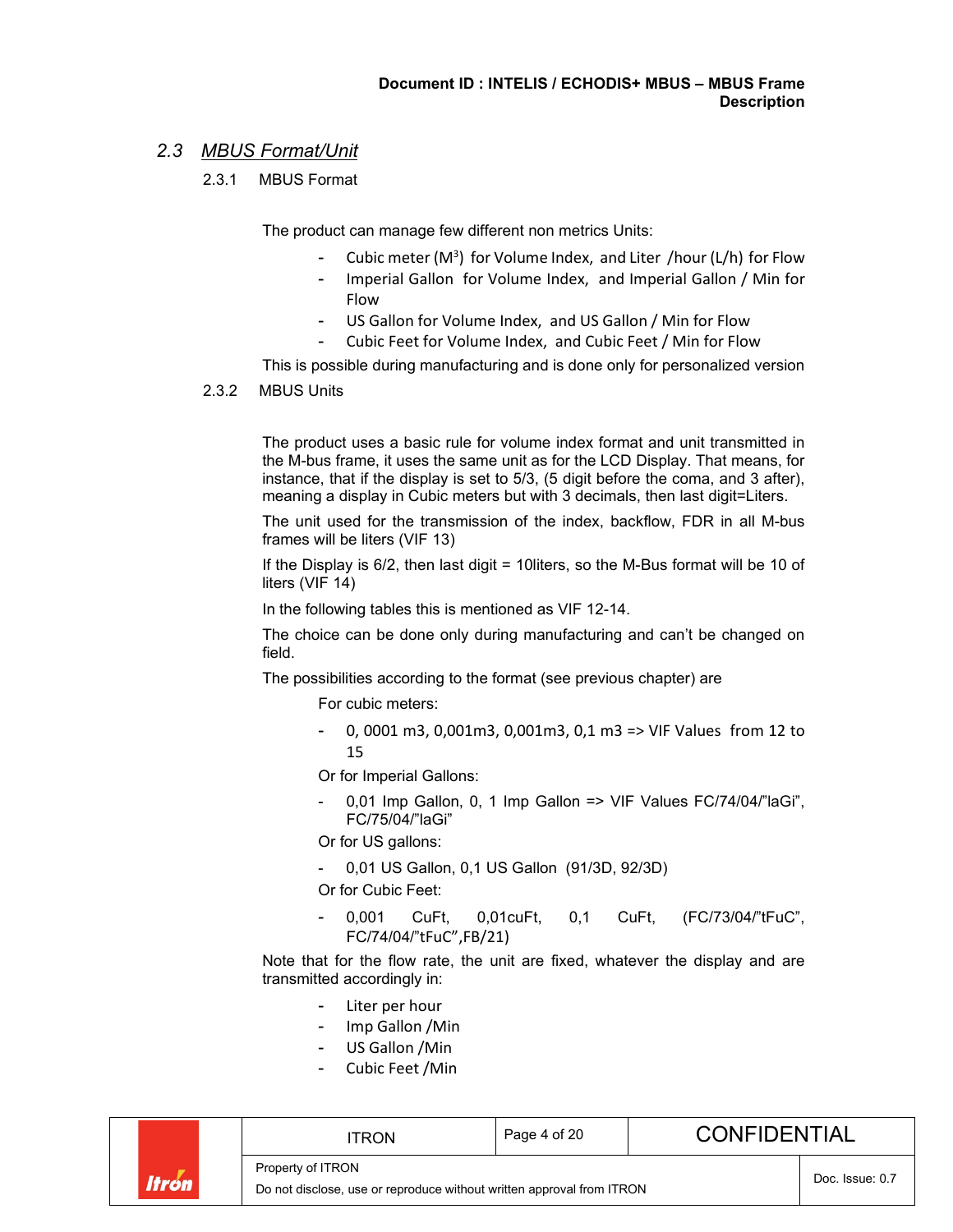## 2.3 MBUS Format/Unit

### 2.3.1 MBUS Format

The product can manage few different non metrics Units:

- Cubic meter ($M^3$) for Volume Index, and Liter /hour (L/h) for Flow
- Imperial Gallon for Volume Index, and Imperial Gallon / Min for Flow
- US Gallon for Volume Index, and US Gallon / Min for Flow
- Cubic Feet for Volume Index, and Cubic Feet / Min for Flow

This is possible during manufacturing and is done only for personalized version

### 2.3.2 MBUS Units

The product uses a basic rule for volume index format and unit transmitted in the M-bus frame, it uses the same unit as for the LCD Display. That means, for instance, that if the display is set to 5/3, (5 digit before the coma, and 3 after), meaning a display in Cubic meters but with 3 decimals, then last digit=Liters.

The unit used for the transmission of the index, backflow, FDR in all M-bus frames will be liters (VIF 13)

If the Display is 6/2, then last digit = 10liters, so the M-Bus format will be 10 of liters (VIF 14)

In the following tables this is mentioned as VIF 12-14.

The choice can be done only during manufacturing and can't be changed on field.

The possibilities according to the format (see previous chapter) are

For cubic meters:

- 0, 0001 m3, 0,001m3, 0,001m3, 0,1 m3 => VIF Values from 12 to 15

Or for Imperial Gallons:

- 0,01 Imp Gallon, 0, 1 Imp Gallon => VIF Values FC/74/04/"laGi", FC/75/04/"laGi"

Or for US gallons:

- 0,01 US Gallon, 0,1 US Gallon (91/3D, 92/3D)

Or for Cubic Feet:

- 0,001 CuFt, 0,01cuFt, 0,1 CuFt, (FC/73/04/"tFuC", FC/74/04/"tFuC",FB/21)

Note that for the flow rate, the unit are fixed, whatever the display and are transmitted accordingly in:

- Liter per hour
- Imp Gallon /Min
- US Gallon /Min
- Cubic Feet /Min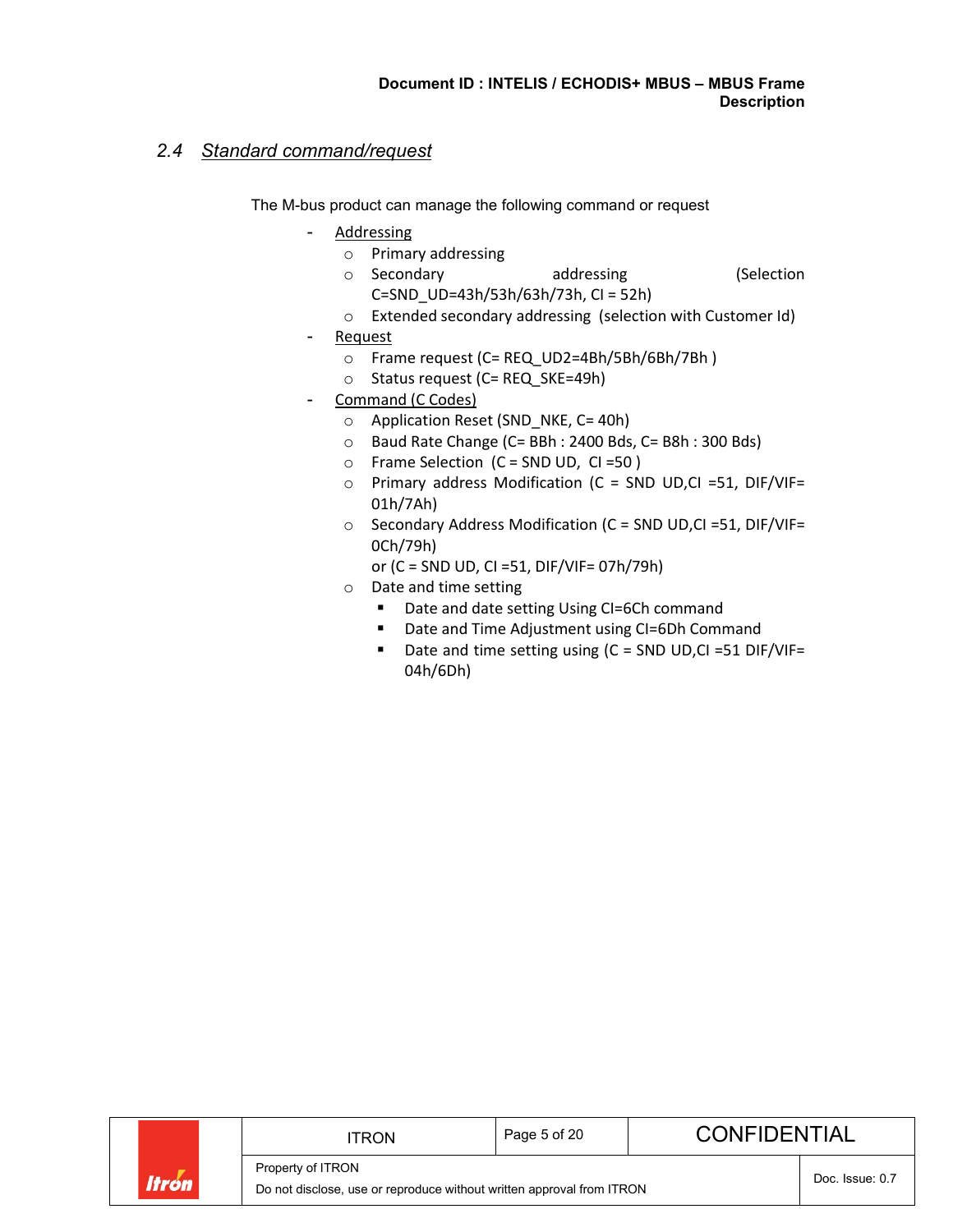## 2.4 *Standard command/request*

The M-bus product can manage the following command or request

- Addressing
  - Primary addressing
  - Secondary addressing (Selection C=SND_UD=43h/53h/63h/73h, CI = 52h)
  - Extended secondary addressing (selection with Customer Id)
- Request
  - Frame request (C= REQ_UD2=4Bh/5Bh/6Bh/7Bh )
  - Status request (C= REQ_SKE=49h)
- Command (C Codes)
  - Application Reset (SND_NKE, C= 40h)
  - Baud Rate Change (C= BBh : 2400 Bds, C= B8h : 300 Bds)
  - Frame Selection (C = SND UD, CI =50 )
  - Primary address Modification (C = SND UD,CI =51, DIF/VIF= 01h/7Ah)
  - Secondary Address Modification (C = SND UD,CI =51, DIF/VIF= 0Ch/79h)
    or (C = SND UD, CI =51, DIF/VIF= 07h/79h)
  - Date and time setting
    - Date and date setting Using CI=6Ch command
    - Date and Time Adjustment using CI=6Dh Command
    - Date and time setting using (C = SND UD,CI =51 DIF/VIF= 04h/6Dh)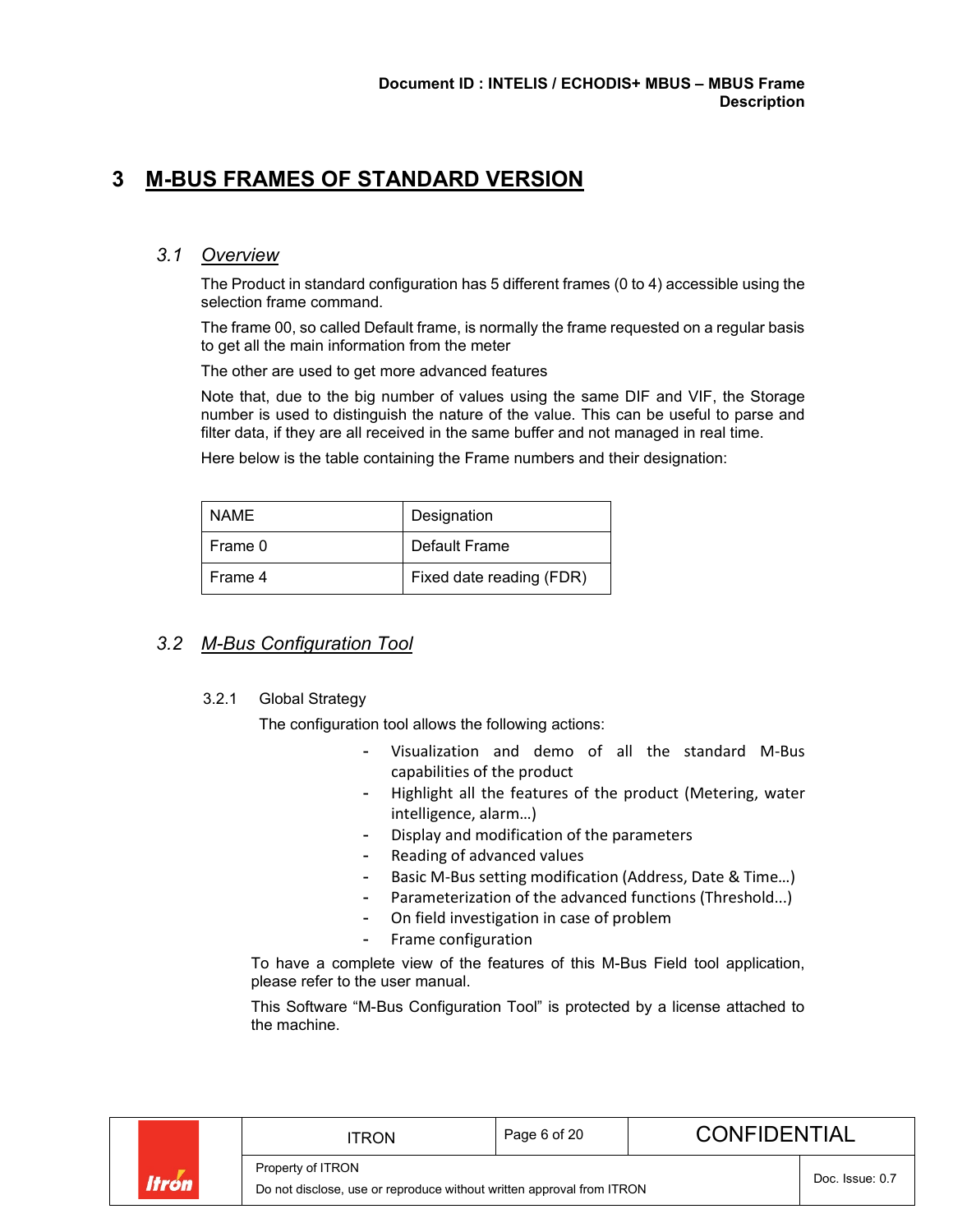# 3 M-BUS FRAMES OF STANDARD VERSION

## 3.1 Overview

The Product in standard configuration has 5 different frames (0 to 4) accessible using the selection frame command.

The frame 00, so called Default frame, is normally the frame requested on a regular basis to get all the main information from the meter

The other are used to get more advanced features

Note that, due to the big number of values using the same DIF and VIF, the Storage number is used to distinguish the nature of the value. This can be useful to parse and filter data, if they are all received in the same buffer and not managed in real time.

Here below is the table containing the Frame numbers and their designation:

| NAME | Designation |
|---|---|
| Frame 0 | Default Frame |
| Frame 4 | Fixed date reading (FDR) |

## 3.2 M-Bus Configuration Tool

### 3.2.1 Global Strategy

The configuration tool allows the following actions:

- Visualization and demo of all the standard M-Bus capabilities of the product
- Highlight all the features of the product (Metering, water intelligence, alarm…)
- Display and modification of the parameters
- Reading of advanced values
- Basic M-Bus setting modification (Address, Date & Time…)
- Parameterization of the advanced functions (Threshold...)
- On field investigation in case of problem
- Frame configuration

To have a complete view of the features of this M-Bus Field tool application, please refer to the user manual.

This Software "M-Bus Configuration Tool" is protected by a license attached to the machine.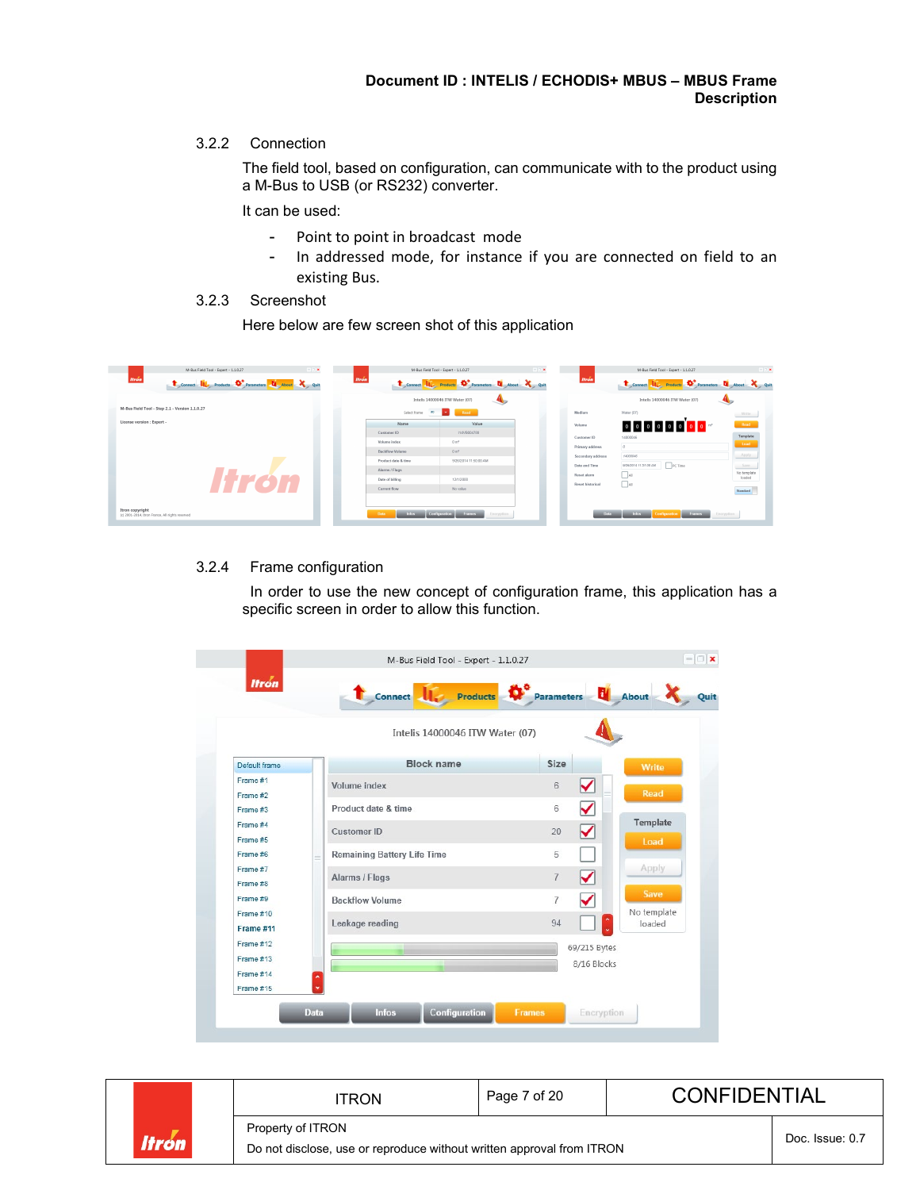### 3.2.2 Connection

The field tool, based on configuration, can communicate with to the product using a M-Bus to USB (or RS232) converter.

It can be used:

- Point to point in broadcast mode
- In addressed mode, for instance if you are connected on field to an existing Bus.

### 3.2.3 Screenshot

Here below are few screen shot of this application

### 3.2.4 Frame configuration

In order to use the new concept of configuration frame, this application has a specific screen in order to allow this function.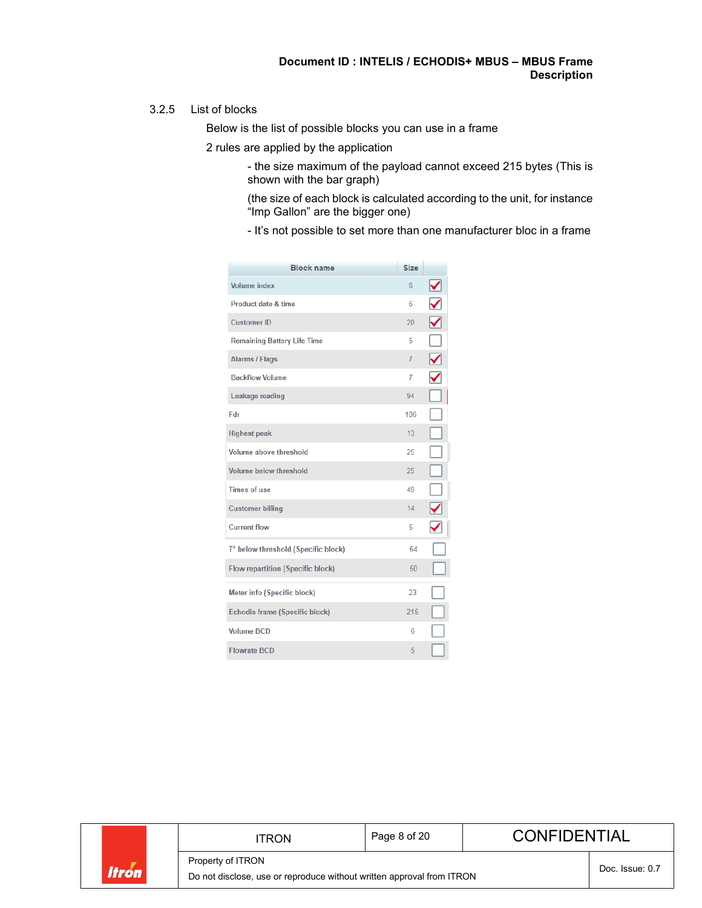### 3.2.5 List of blocks

Below is the list of possible blocks you can use in a frame

2 rules are applied by the application

- the size maximum of the payload cannot exceed 215 bytes (This is shown with the bar graph)

(the size of each block is calculated according to the unit, for instance "Imp Gallon" are the bigger one)

- It's not possible to set more than one manufacturer bloc in a frame

| Block name | Size | |
|---|---|---|
| Volume index | 6 | ☑ |
| Product date & time | 6 | ☑ |
| Customer ID | 20 | ☑ |
| Remaining Battery Life Time | 5 | ☐ |
| Alarms / Flags | 7 | ☑ |
| Backflow Volume | 7 | ☑ |
| Leakage reading | 94 | ☐ |
| Fdr | 106 | ☐ |
| Highest peak | 13 | ☐ |
| Volume above threshold | 25 | ☐ |
| Volume below threshold | 25 | ☐ |
| Times of use | 49 | ☐ |
| Customer billing | 14 | ☑ |
| Current flow | 5 | ☑ |
| T° below threshold (Specific block) | 64 | ☐ |
| Flow repartition (Specific block) | 50 | ☐ |
| Meter info (Specific block) | 23 | ☐ |
| Echodis frame (Specific block) | 215 | ☐ |
| Volume BCD | 6 | ☐ |
| Flowrate BCD | 5 | ☐ |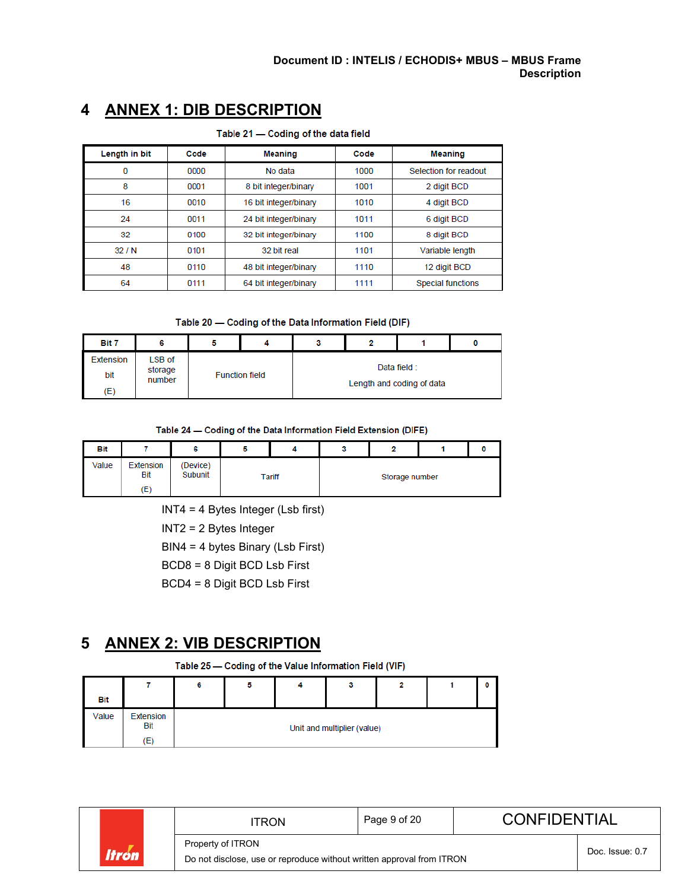# 4 ANNEX 1: DIB DESCRIPTION

Table 21 — Coding of the data field

| Length in bit | Code | Meaning | Code | Meaning |
|---|---|---|---|---|
| 0 | 0000 | No data | 1000 | Selection for readout |
| 8 | 0001 | 8 bit integer/binary | 1001 | 2 digit BCD |
| 16 | 0010 | 16 bit integer/binary | 1010 | 4 digit BCD |
| 24 | 0011 | 24 bit integer/binary | 1011 | 6 digit BCD |
| 32 | 0100 | 32 bit integer/binary | 1100 | 8 digit BCD |
| 32 / N | 0101 | 32 bit real | 1101 | Variable length |
| 48 | 0110 | 48 bit integer/binary | 1110 | 12 digit BCD |
| 64 | 0111 | 64 bit integer/binary | 1111 | Special functions |

Table 20 — Coding of the Data Information Field (DIF)

| Bit 7 | 6 | 5 | 4 | 3 | 2 | 1 | 0 |
|---|---|---|---|---|---|---|---|
| Extension bit (E) | LSB of storage number | Function field | | Data field : Length and coding of data | | | |

Table 24 — Coding of the Data Information Field Extension (DIFE)

| Bit | 7 | 6 | 5 | 4 | 3 | 2 | 1 | 0 |
|---|---|---|---|---|---|---|---|---|
| Value | Extension Bit (E) | (Device) Subunit | Tariff | | Storage number | | | |

INT4 = 4 Bytes Integer (Lsb first)

INT2 = 2 Bytes Integer

BIN4 = 4 bytes Binary (Lsb First)

BCD8 = 8 Digit BCD Lsb First

BCD4 = 8 Digit BCD Lsb First

# 5 ANNEX 2: VIB DESCRIPTION

Table 25 — Coding of the Value Information Field (VIF)

| Bit | 7 | 6 | 5 | 4 | 3 | 2 | 1 | 0 |
|---|---|---|---|---|---|---|---|---|
| Value | Extension Bit (E) | Unit and multiplier (value) | | | | | | |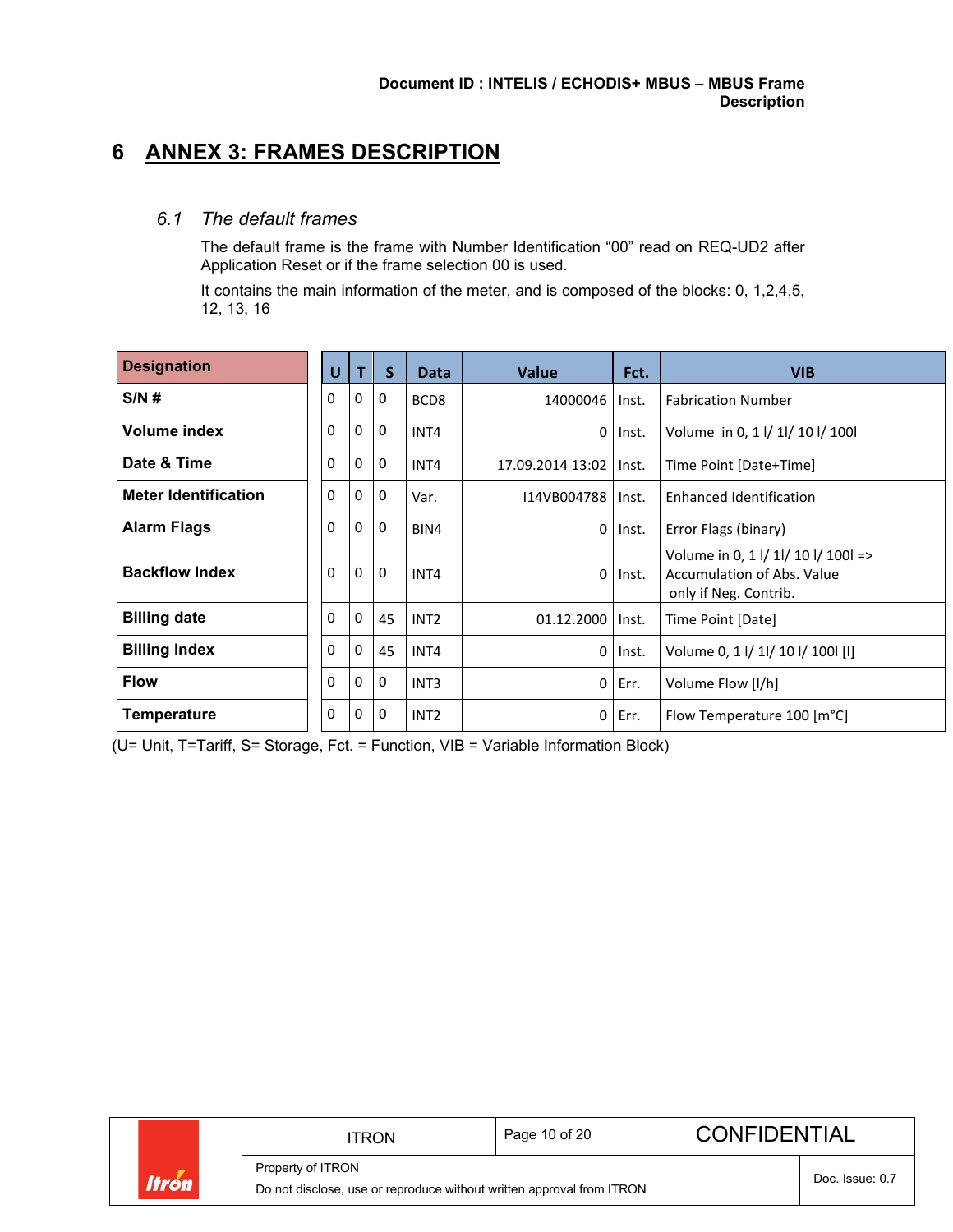# 6 ANNEX 3: FRAMES DESCRIPTION

## 6.1 *The default frames*

The default frame is the frame with Number Identification "00" read on REQ-UD2 after Application Reset or if the frame selection 00 is used.

It contains the main information of the meter, and is composed of the blocks: 0, 1,2,4,5, 12, 13, 16

| Designation | U | T | S | Data | Value | Fct. | VIB |
|---|---|---|---|---|---|---|---|
| **S/N #** | 0 | 0 | 0 | BCD8 | 14000046 | Inst. | Fabrication Number |
| **Volume index** | 0 | 0 | 0 | INT4 | 0 | Inst. | Volume in 0, 1 l/ 1l/ 10 l/ 100l |
| **Date & Time** | 0 | 0 | 0 | INT4 | 17.09.2014 13:02 | Inst. | Time Point [Date+Time] |
| **Meter Identification** | 0 | 0 | 0 | Var. | I14VB004788 | Inst. | Enhanced Identification |
| **Alarm Flags** | 0 | 0 | 0 | BIN4 | 0 | Inst. | Error Flags (binary) |
| **Backflow Index** | 0 | 0 | 0 | INT4 | 0 | Inst. | Volume in 0, 1 l/ 1l/ 10 l/ 100l => Accumulation of Abs. Value only if Neg. Contrib. |
| **Billing date** | 0 | 0 | 45 | INT2 | 01.12.2000 | Inst. | Time Point [Date] |
| **Billing Index** | 0 | 0 | 45 | INT4 | 0 | Inst. | Volume 0, 1 l/ 1l/ 10 l/ 100l [l] |
| **Flow** | 0 | 0 | 0 | INT3 | 0 | Err. | Volume Flow [l/h] |
| **Temperature** | 0 | 0 | 0 | INT2 | 0 | Err. | Flow Temperature 100 [m°C] |

(U= Unit, T=Tariff, S= Storage, Fct. = Function, VIB = Variable Information Block)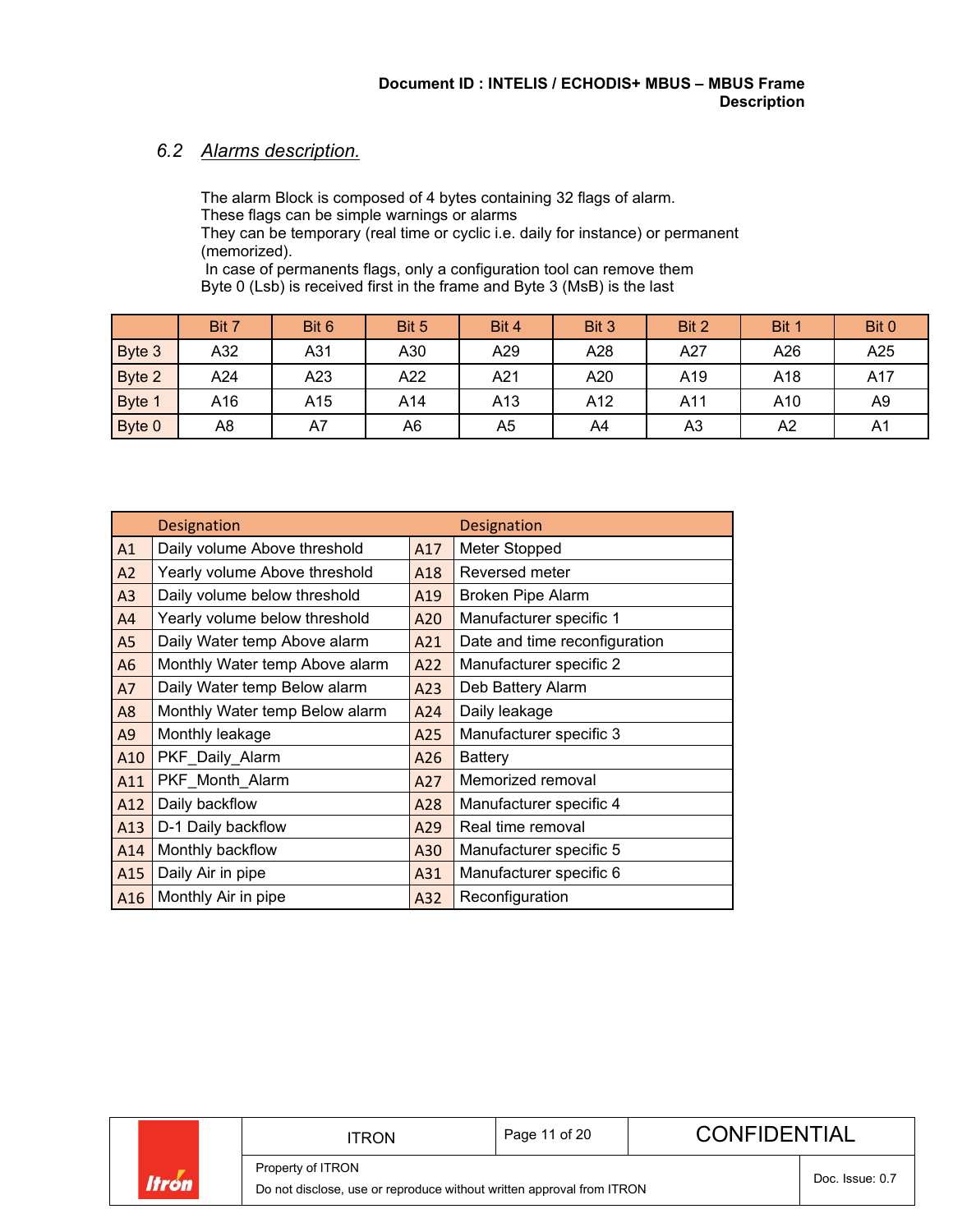## 6.2 Alarms description.

The alarm Block is composed of 4 bytes containing 32 flags of alarm.
These flags can be simple warnings or alarms
They can be temporary (real time or cyclic i.e. daily for instance) or permanent (memorized).
In case of permanents flags, only a configuration tool can remove them
Byte 0 (Lsb) is received first in the frame and Byte 3 (MsB) is the last

| | Bit 7 | Bit 6 | Bit 5 | Bit 4 | Bit 3 | Bit 2 | Bit 1 | Bit 0 |
|---|---|---|---|---|---|---|---|---|
| Byte 3 | A32 | A31 | A30 | A29 | A28 | A27 | A26 | A25 |
| Byte 2 | A24 | A23 | A22 | A21 | A20 | A19 | A18 | A17 |
| Byte 1 | A16 | A15 | A14 | A13 | A12 | A11 | A10 | A9 |
| Byte 0 | A8 | A7 | A6 | A5 | A4 | A3 | A2 | A1 |

| | Designation | | Designation |
|---|---|---|---|
| A1 | Daily volume Above threshold | A17 | Meter Stopped |
| A2 | Yearly volume Above threshold | A18 | Reversed meter |
| A3 | Daily volume below threshold | A19 | Broken Pipe Alarm |
| A4 | Yearly volume below threshold | A20 | Manufacturer specific 1 |
| A5 | Daily Water temp Above alarm | A21 | Date and time reconfiguration |
| A6 | Monthly Water temp Above alarm | A22 | Manufacturer specific 2 |
| A7 | Daily Water temp Below alarm | A23 | Deb Battery Alarm |
| A8 | Monthly Water temp Below alarm | A24 | Daily leakage |
| A9 | Monthly leakage | A25 | Manufacturer specific 3 |
| A10 | PKF_Daily_Alarm | A26 | Battery |
| A11 | PKF_Month_Alarm | A27 | Memorized removal |
| A12 | Daily backflow | A28 | Manufacturer specific 4 |
| A13 | D-1 Daily backflow | A29 | Real time removal |
| A14 | Monthly backflow | A30 | Manufacturer specific 5 |
| A15 | Daily Air in pipe | A31 | Manufacturer specific 6 |
| A16 | Monthly Air in pipe | A32 | Reconfiguration |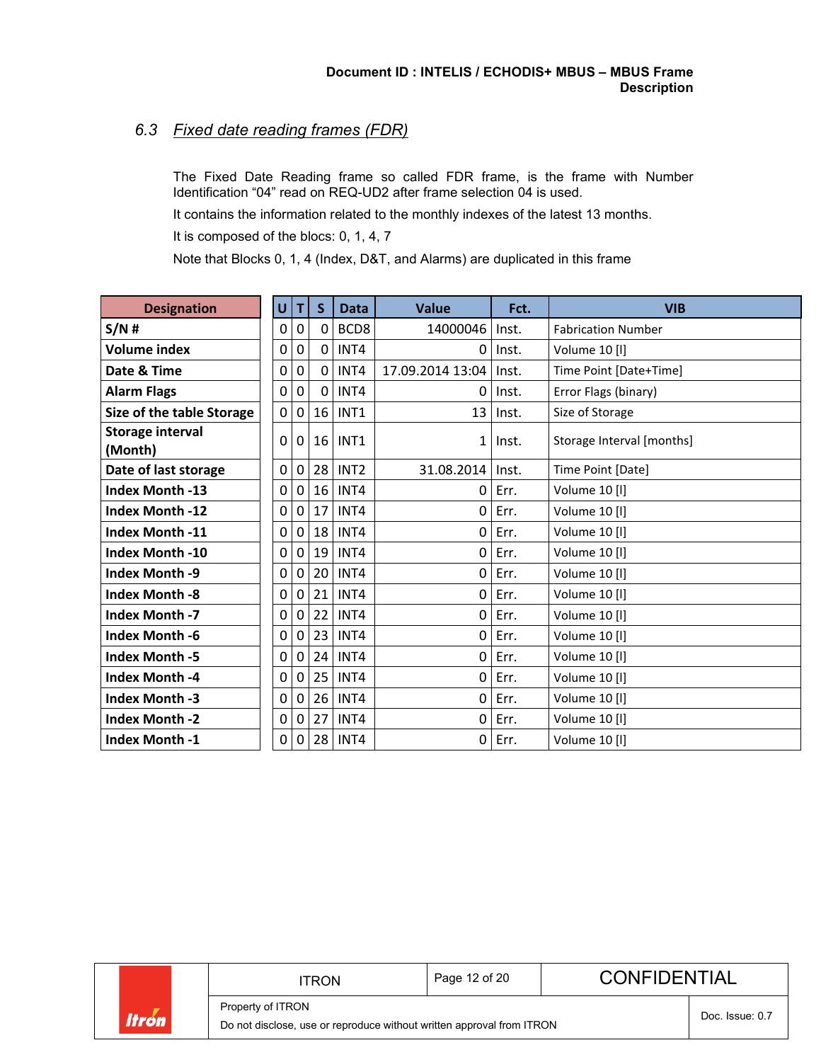### 6.3 *Fixed date reading frames (FDR)*

The Fixed Date Reading frame so called FDR frame, is the frame with Number Identification “04” read on REQ-UD2 after frame selection 04 is used.

It contains the information related to the monthly indexes of the latest 13 months.

It is composed of the blocs: 0, 1, 4, 7

Note that Blocks 0, 1, 4 (Index, D&T, and Alarms) are duplicated in this frame

| Designation | U | T | S | Data | Value | Fct. | VIB |
|---|---|---|---|---|---|---|---|
| S/N # | 0 | 0 | 0 | BCD8 | 14000046 | Inst. | Fabrication Number |
| Volume index | 0 | 0 | 0 | INT4 | 0 | Inst. | Volume 10 [l] |
| Date & Time | 0 | 0 | 0 | INT4 | 17.09.2014 13:04 | Inst. | Time Point [Date+Time] |
| Alarm Flags | 0 | 0 | 0 | INT4 | 0 | Inst. | Error Flags (binary) |
| Size of the table Storage | 0 | 0 | 16 | INT1 | 13 | Inst. | Size of Storage |
| Storage interval (Month) | 0 | 0 | 16 | INT1 | 1 | Inst. | Storage Interval [months] |
| Date of last storage | 0 | 0 | 28 | INT2 | 31.08.2014 | Inst. | Time Point [Date] |
| Index Month -13 | 0 | 0 | 16 | INT4 | 0 | Err. | Volume 10 [l] |
| Index Month -12 | 0 | 0 | 17 | INT4 | 0 | Err. | Volume 10 [l] |
| Index Month -11 | 0 | 0 | 18 | INT4 | 0 | Err. | Volume 10 [l] |
| Index Month -10 | 0 | 0 | 19 | INT4 | 0 | Err. | Volume 10 [l] |
| Index Month -9 | 0 | 0 | 20 | INT4 | 0 | Err. | Volume 10 [l] |
| Index Month -8 | 0 | 0 | 21 | INT4 | 0 | Err. | Volume 10 [l] |
| Index Month -7 | 0 | 0 | 22 | INT4 | 0 | Err. | Volume 10 [l] |
| Index Month -6 | 0 | 0 | 23 | INT4 | 0 | Err. | Volume 10 [l] |
| Index Month -5 | 0 | 0 | 24 | INT4 | 0 | Err. | Volume 10 [l] |
| Index Month -4 | 0 | 0 | 25 | INT4 | 0 | Err. | Volume 10 [l] |
| Index Month -3 | 0 | 0 | 26 | INT4 | 0 | Err. | Volume 10 [l] |
| Index Month -2 | 0 | 0 | 27 | INT4 | 0 | Err. | Volume 10 [l] |
| Index Month -1 | 0 | 0 | 28 | INT4 | 0 | Err. | Volume 10 [l] |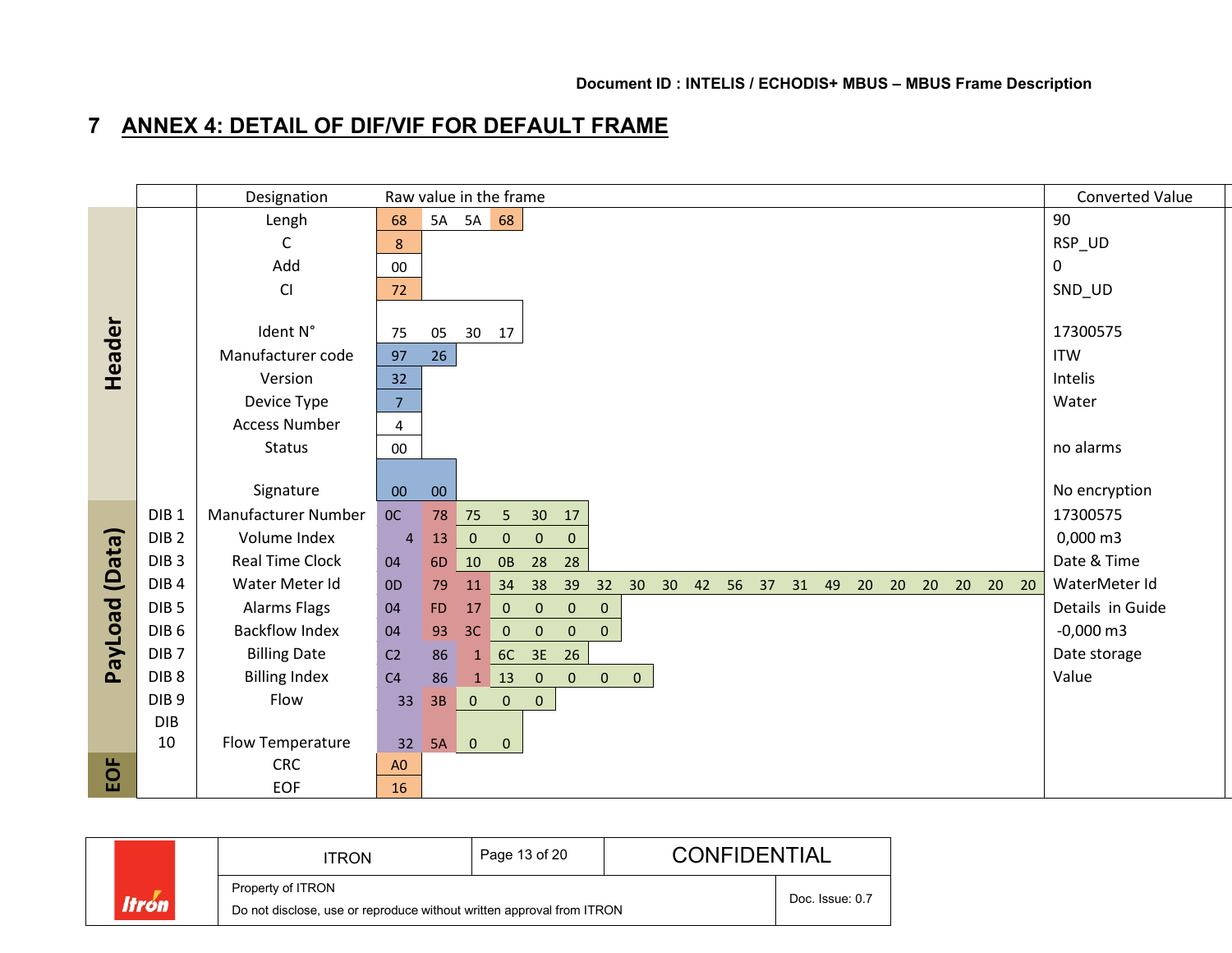# 7 ANNEX 4: DETAIL OF DIF/VIF FOR DEFAULT FRAME

| Section | | Designation | Raw value in the frame | Converted Value |
|---|---|---|---|---|
| Header | | Lengh | 68 5A 5A 68 | 90 |
| | | C | 8 | RSP_UD |
| | | Add | 00 | 0 |
| | | CI | 72 | SND_UD |
| | | Ident N° | 75 05 30 17 | 17300575 |
| | | Manufacturer code | 97 26 | ITW |
| | | Version | 32 | Intelis |
| | | Device Type | 7 | Water |
| | | Access Number | 4 | |
| | | Status | 00 | no alarms |
| | | Signature | 00 00 | No encryption |
| PayLoad (Data) | DIB 1 | Manufacturer Number | 0C 78 75 5 30 17 | 17300575 |
| | DIB 2 | Volume Index | 4 13 0 0 0 0 | 0,000 m3 |
| | DIB 3 | Real Time Clock | 04 6D 10 0B 28 28 | Date & Time |
| | DIB 4 | Water Meter Id | 0D 79 11 34 38 39 32 30 30 42 56 37 31 49 20 20 20 20 20 20 | WaterMeter Id |
| | DIB 5 | Alarms Flags | 04 FD 17 0 0 0 0 | Details in Guide |
| | DIB 6 | Backflow Index | 04 93 3C 0 0 0 0 | -0,000 m3 |
| | DIB 7 | Billing Date | C2 86 1 6C 3E 26 | Date storage |
| | DIB 8 | Billing Index | C4 86 1 13 0 0 0 0 | Value |
| | DIB 9 | Flow | 33 3B 0 0 0 | |
| | DIB 10 | Flow Temperature | 32 5A 0 0 | |
| EOF | | CRC | A0 | |
| | | EOF | 16 | |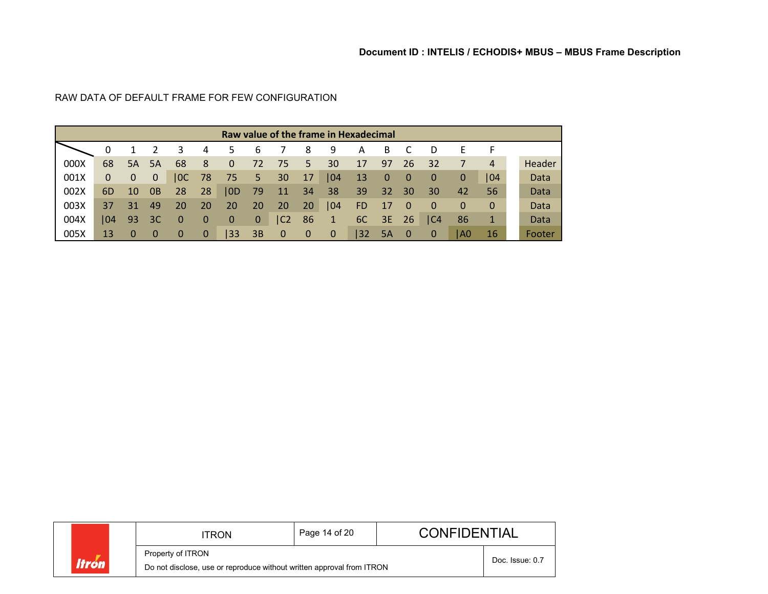RAW DATA OF DEFAULT FRAME FOR FEW CONFIGURATION

| Raw value of the frame in Hexadecimal | | | | | | | | | | | | | | | | | |
|---|---|---|---|---|---|---|---|---|---|---|---|---|---|---|---|---|---|
| | 0 | 1 | 2 | 3 | 4 | 5 | 6 | 7 | 8 | 9 | A | B | C | D | E | F | |
| 000X | 68 | 5A | 5A | 68 | 8 | 0 | 72 | 75 | 5 | 30 | 17 | 97 | 26 | 32 | 7 | 4 | Header |
| 001X | 0 | 0 | 0 | \|0C | 78 | 75 | 5 | 30 | 17 | \|04 | 13 | 0 | 0 | 0 | 0 | \|04 | Data |
| 002X | 6D | 10 | 0B | 28 | 28 | \|0D | 79 | 11 | 34 | 38 | 39 | 32 | 30 | 30 | 42 | 56 | Data |
| 003X | 37 | 31 | 49 | 20 | 20 | 20 | 20 | 20 | 20 | \|04 | FD | 17 | 0 | 0 | 0 | 0 | Data |
| 004X | \|04 | 93 | 3C | 0 | 0 | 0 | 0 | \|C2 | 86 | 1 | 6C | 3E | 26 | \|C4 | 86 | 1 | Data |
| 005X | 13 | 0 | 0 | 0 | 0 | \|33 | 3B | 0 | 0 | 0 | \|32 | 5A | 0 | 0 | \|A0 | 16 | Footer |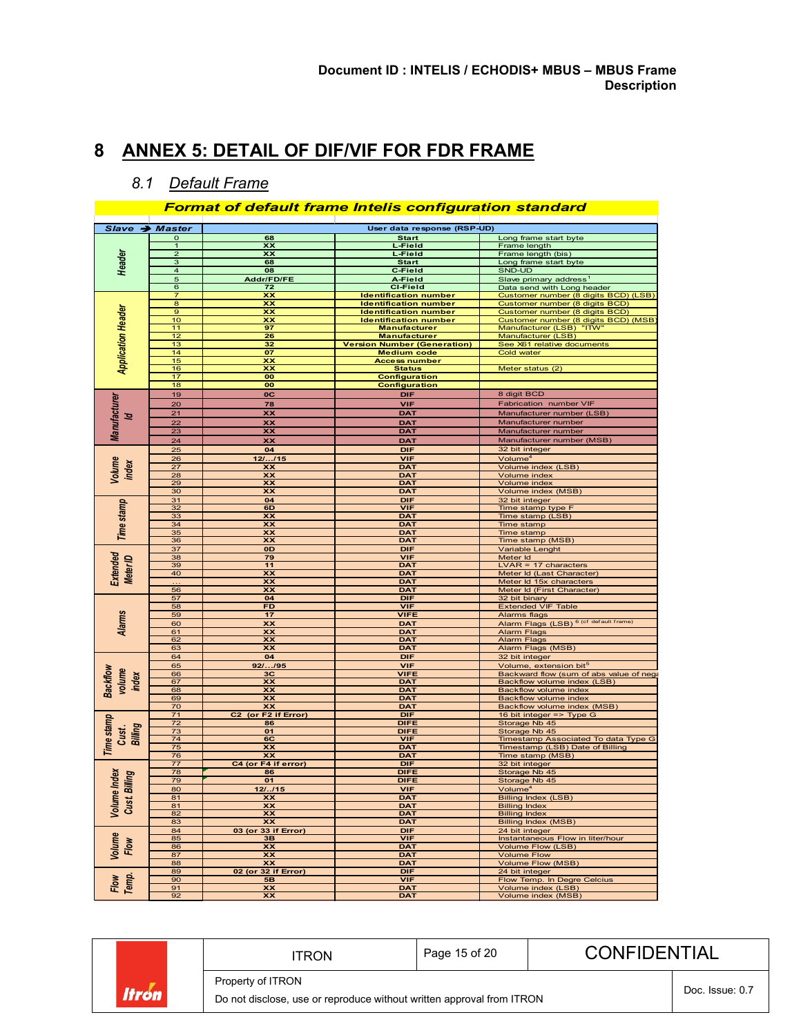# 8 ANNEX 5: DETAIL OF DIF/VIF FOR FDR FRAME

## 8.1 Default Frame

**Format of default frame Intelis configuration standard**

| Slave → Master | | User data response (RSP-UD) | | |
|---|---|---|---|---|
| Header | 0 | 68 | Start | Long frame start byte |
| | 1 | XX | L-Field | Frame length |
| | 2 | XX | L-Field | Frame length (bis) |
| | 3 | 68 | Start | Long frame start byte |
| | 4 | 08 | C-Field | SND-UD |
| | 5 | Addr/FD/FE | A-Field | Slave primary address[1] |
| | 6 | 72 | CI-Field | Data send with Long header |
| Application Header | 7 | XX | Identification number | Customer number (8 digits BCD) (LSB) |
| | 8 | XX | Identification number | Customer number (8 digits BCD) |
| | 9 | XX | Identification number | Customer number (8 digits BCD) |
| | 10 | XX | Identification number | Customer number (8 digits BCD) (MSB) |
| | 11 | 97 | Manufacturer | Manufacturer (LSB) "ITW" |
| | 12 | 26 | Manufacturer | Manufacturer (LSB) |
| | 13 | 32 | Version Number (Generation) | See X61 relative documents |
| | 14 | 07 | Medium code | Cold water |
| | 15 | XX | Access number | |
| | 16 | XX | Status | Meter status (2) |
| | 17 | 00 | Configuration | |
| | 18 | 00 | Configuration | |
| Manufacturer Id | 19 | 0C | DIF | 8 digit BCD |
| | 20 | 78 | VIF | Fabrication number VIF |
| | 21 | XX | DAT | Manufacturer number (LSB) |
| | 22 | XX | DAT | Manufacturer number |
| | 23 | XX | DAT | Manufacturer number |
| | 24 | XX | DAT | Manufacturer number (MSB) |
| Volume index | 25 | 04 | DIF | 32 bit integer |
| | 26 | 12/…/15 | VIF | Volume[4] |
| | 27 | XX | DAT | Volume index (LSB) |
| | 28 | XX | DAT | Volume index |
| | 29 | XX | DAT | Volume index |
| | 30 | XX | DAT | Volume index (MSB) |
| Time stamp | 31 | 04 | DIF | 32 bit integer |
| | 32 | 6D | VIF | Time stamp type F |
| | 33 | XX | DAT | Time stamp (LSB) |
| | 34 | XX | DAT | Time stamp |
| | 35 | XX | DAT | Time stamp |
| | 36 | XX | DAT | Time stamp (MSB) |
| Extended Meter ID | 37 | 0D | DIF | Variable Lenght |
| | 38 | 79 | VIF | Meter Id |
| | 39 | 11 | DAT | LVAR = 17 characters |
| | 40 | XX | DAT | Meter Id (Last Character) |
| | … | XX | DAT | Meter Id 15x characters |
| | 56 | XX | DAT | Meter Id (First Character) |
| Alarms | 57 | 04 | DIF | 32 bit binary |
| | 58 | FD | VIF | Extended VIF Table |
| | 59 | 17 | VIFE | Alarms flags |
| | 60 | XX | DAT | Alarm Flags (LSB) [6] (cf default frame) |
| | 61 | XX | DAT | Alarm Flags |
| | 62 | XX | DAT | Alarm Flags |
| | 63 | XX | DAT | Alarm Flags (MSB) |
| Backflow volume index | 64 | 04 | DIF | 32 bit integer |
| | 65 | 92/…/95 | VIF | Volume, extension bit[5] |
| | 66 | 3C | VIFE | Backward flow (sum of abs value of nega |
| | 67 | XX | DAT | Backflow volume index (LSB) |
| | 68 | XX | DAT | Backflow volume index |
| | 69 | XX | DAT | Backflow volume index |
| | 70 | XX | DAT | Backflow volume index (MSB) |
| Time stamp Cust. Billing | 71 | C2 (or F2 if Error) | DIF | 16 bit integer => Type G |
| | 72 | 86 | DIFE | Storage Nb 45 |
| | 73 | 01 | DIFE | Storage Nb 45 |
| | 74 | 6C | VIF | Timestamp Associated To data Type G |
| | 75 | XX | DAT | Timestamp (LSB) Date of Billing |
| | 76 | XX | DAT | Time stamp (MSB) |
| Volume Index Cust. Billing | 77 | C4 (or F4 if error) | DIF | 32 bit integer |
| | 78 | 86 | DIFE | Storage Nb 45 |
| | 79 | 01 | DIFE | Storage Nb 45 |
| | 80 | 12/../15 | VIF | Volume[4] |
| | 81 | XX | DAT | Billing Index (LSB) |
| | 81 | XX | DAT | Billing Index |
| | 82 | XX | DAT | Billing Index |
| | 83 | XX | DAT | Billing Index (MSB) |
| Volume Flow | 84 | 03 (or 33 if Error) | DIF | 24 bit integer |
| | 85 | 3B | VIF | Instantaneous Flow in liter/hour |
| | 86 | XX | DAT | Volume Flow (LSB) |
| | 87 | XX | DAT | Volume Flow |
| | 88 | XX | DAT | Volume Flow (MSB) |
| Flow Temp. | 89 | 02 (or 32 if Error) | DIF | 24 bit integer |
| | 90 | 5B | VIF | Flow Temp. In Degre Celcius |
| | 91 | XX | DAT | Volume index (LSB) |
| | 92 | XX | DAT | Volume index (MSB) |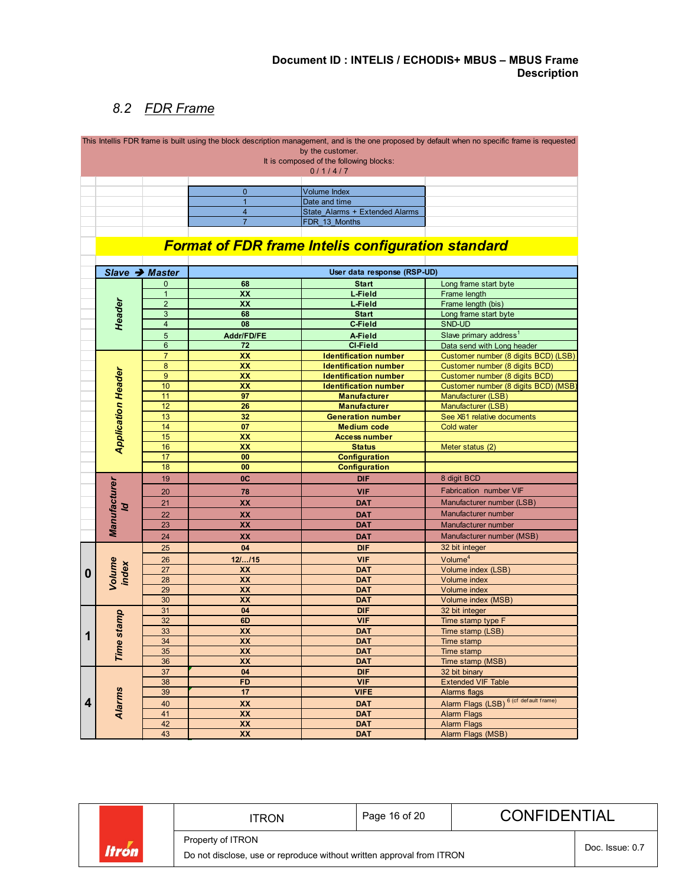## 8.2 FDR Frame

This Intellis FDR frame is built using the block description management, and is the one proposed by default when no specific frame is requested by the customer.
It is composed of the following blocks:
0 / 1 / 4 / 7

| Block | Description |
|---|---|
| 0 | Volume Index |
| 1 | Date and time |
| 4 | State_Alarms + Extended Alarms |
| 7 | FDR_13_Months |

### Format of FDR frame Intelis configuration standard

| Block | Slave → Master | Byte | User data response (RSP-UD) | | |
|---|---|---|---|---|---|
| | Header | 0 | 68 | Start | Long frame start byte |
| | | 1 | XX | L-Field | Frame length |
| | | 2 | XX | L-Field | Frame length (bis) |
| | | 3 | 68 | Start | Long frame start byte |
| | | 4 | 08 | C-Field | SND-UD |
| | | 5 | Addr/FD/FE | A-Field | Slave primary address[1] |
| | | 6 | 72 | CI-Field | Data send with Long header |
| | Application Header | 7 | XX | Identification number | Customer number (8 digits BCD) (LSB) |
| | | 8 | XX | Identification number | Customer number (8 digits BCD) |
| | | 9 | XX | Identification number | Customer number (8 digits BCD) |
| | | 10 | XX | Identification number | Customer number (8 digits BCD) (MSB) |
| | | 11 | 97 | Manufacturer | Manufacturer (LSB) |
| | | 12 | 26 | Manufacturer | Manufacturer (LSB) |
| | | 13 | 32 | Generation number | See X61 relative documents |
| | | 14 | 07 | Medium code | Cold water |
| | | 15 | XX | Access number | |
| | | 16 | XX | Status | Meter status (2) |
| | | 17 | 00 | Configuration | |
| | | 18 | 00 | Configuration | |
| | Manufacturer Id | 19 | 0C | DIF | 8 digit BCD |
| | | 20 | 78 | VIF | Fabrication number VIF |
| | | 21 | XX | DAT | Manufacturer number (LSB) |
| | | 22 | XX | DAT | Manufacturer number |
| | | 23 | XX | DAT | Manufacturer number |
| | | 24 | XX | DAT | Manufacturer number (MSB) |
| 0 | Volume index | 25 | 04 | DIF | 32 bit integer |
| | | 26 | 12/…/15 | VIF | Volume[4] |
| | | 27 | XX | DAT | Volume index (LSB) |
| | | 28 | XX | DAT | Volume index |
| | | 29 | XX | DAT | Volume index |
| | | 30 | XX | DAT | Volume index (MSB) |
| 1 | Time stamp | 31 | 04 | DIF | 32 bit integer |
| | | 32 | 6D | VIF | Time stamp type F |
| | | 33 | XX | DAT | Time stamp (LSB) |
| | | 34 | XX | DAT | Time stamp |
| | | 35 | XX | DAT | Time stamp |
| | | 36 | XX | DAT | Time stamp (MSB) |
| 4 | Alarms | 37 | 04 | DIF | 32 bit binary |
| | | 38 | FD | VIF | Extended VIF Table |
| | | 39 | 17 | VIFE | Alarms flags |
| | | 40 | XX | DAT | Alarm Flags (LSB) [6 (cf default frame)] |
| | | 41 | XX | DAT | Alarm Flags |
| | | 42 | XX | DAT | Alarm Flags |
| | | 43 | XX | DAT | Alarm Flags (MSB) |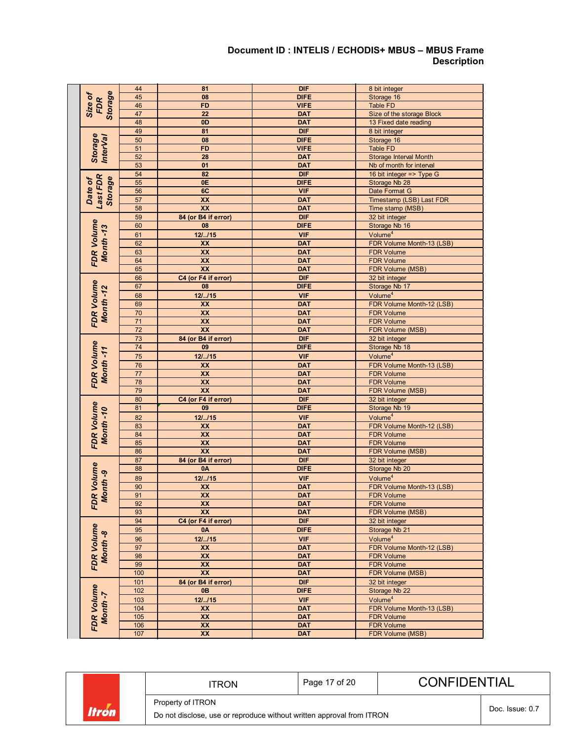| Field | Byte | Value | Type | Description |
|---|---|---|---|---|
| **Size of FDR Storage** | 44 | **81** | **DIF** | 8 bit integer |
| | 45 | **08** | **DIFE** | Storage 16 |
| | 46 | **FD** | **VIFE** | Table FD |
| | 47 | **22** | **DAT** | Size of the storage Block |
| | 48 | **0D** | **DAT** | 13 Fixed date reading |
| **Storage InterVal** | 49 | **81** | **DIF** | 8 bit integer |
| | 50 | **08** | **DIFE** | Storage 16 |
| | 51 | **FD** | **VIFE** | Table FD |
| | 52 | **28** | **DAT** | Storage Interval Month |
| | 53 | **01** | **DAT** | Nb of month for interval |
| **Date of Last FDR Storage** | 54 | **82** | **DIF** | 16 bit integer => Type G |
| | 55 | **0E** | **DIFE** | Storage Nb 28 |
| | 56 | **6C** | **VIF** | Date Format G |
| | 57 | **XX** | **DAT** | Timestamp (LSB) Last FDR |
| | 58 | **XX** | **DAT** | Time stamp (MSB) |
| **FDR Volume Month -13** | 59 | **84 (or B4 if error)** | **DIF** | 32 bit integer |
| | 60 | **08** | **DIFE** | Storage Nb 16 |
| | 61 | **12/../15** | **VIF** | Volume[4] |
| | 62 | **XX** | **DAT** | FDR Volume Month-13 (LSB) |
| | 63 | **XX** | **DAT** | FDR Volume |
| | 64 | **XX** | **DAT** | FDR Volume |
| | 65 | **XX** | **DAT** | FDR Volume (MSB) |
| **FDR Volume Month -12** | 66 | **C4 (or F4 if error)** | **DIF** | 32 bit integer |
| | 67 | **08** | **DIFE** | Storage Nb 17 |
| | 68 | **12/../15** | **VIF** | Volume[4] |
| | 69 | **XX** | **DAT** | FDR Volume Month-12 (LSB) |
| | 70 | **XX** | **DAT** | FDR Volume |
| | 71 | **XX** | **DAT** | FDR Volume |
| | 72 | **XX** | **DAT** | FDR Volume (MSB) |
| **FDR Volume Month -11** | 73 | **84 (or B4 if error)** | **DIF** | 32 bit integer |
| | 74 | **09** | **DIFE** | Storage Nb 18 |
| | 75 | **12/../15** | **VIF** | Volume[4] |
| | 76 | **XX** | **DAT** | FDR Volume Month-13 (LSB) |
| | 77 | **XX** | **DAT** | FDR Volume |
| | 78 | **XX** | **DAT** | FDR Volume |
| | 79 | **XX** | **DAT** | FDR Volume (MSB) |
| **FDR Volume Month -10** | 80 | **C4 (or F4 if error)** | **DIF** | 32 bit integer |
| | 81 | **09** | **DIFE** | Storage Nb 19 |
| | 82 | **12/../15** | **VIF** | Volume[4] |
| | 83 | **XX** | **DAT** | FDR Volume Month-12 (LSB) |
| | 84 | **XX** | **DAT** | FDR Volume |
| | 85 | **XX** | **DAT** | FDR Volume |
| | 86 | **XX** | **DAT** | FDR Volume (MSB) |
| **FDR Volume Month -9** | 87 | **84 (or B4 if error)** | **DIF** | 32 bit integer |
| | 88 | **0A** | **DIFE** | Storage Nb 20 |
| | 89 | **12/../15** | **VIF** | Volume[4] |
| | 90 | **XX** | **DAT** | FDR Volume Month-13 (LSB) |
| | 91 | **XX** | **DAT** | FDR Volume |
| | 92 | **XX** | **DAT** | FDR Volume |
| | 93 | **XX** | **DAT** | FDR Volume (MSB) |
| **FDR Volume Month -8** | 94 | **C4 (or F4 if error)** | **DIF** | 32 bit integer |
| | 95 | **0A** | **DIFE** | Storage Nb 21 |
| | 96 | **12/../15** | **VIF** | Volume[4] |
| | 97 | **XX** | **DAT** | FDR Volume Month-12 (LSB) |
| | 98 | **XX** | **DAT** | FDR Volume |
| | 99 | **XX** | **DAT** | FDR Volume |
| | 100 | **XX** | **DAT** | FDR Volume (MSB) |
| **FDR Volume Month -7** | 101 | **84 (or B4 if error)** | **DIF** | 32 bit integer |
| | 102 | **0B** | **DIFE** | Storage Nb 22 |
| | 103 | **12/../15** | **VIF** | Volume[4] |
| | 104 | **XX** | **DAT** | FDR Volume Month-13 (LSB) |
| | 105 | **XX** | **DAT** | FDR Volume |
| | 106 | **XX** | **DAT** | FDR Volume |
| | 107 | **XX** | **DAT** | FDR Volume (MSB) |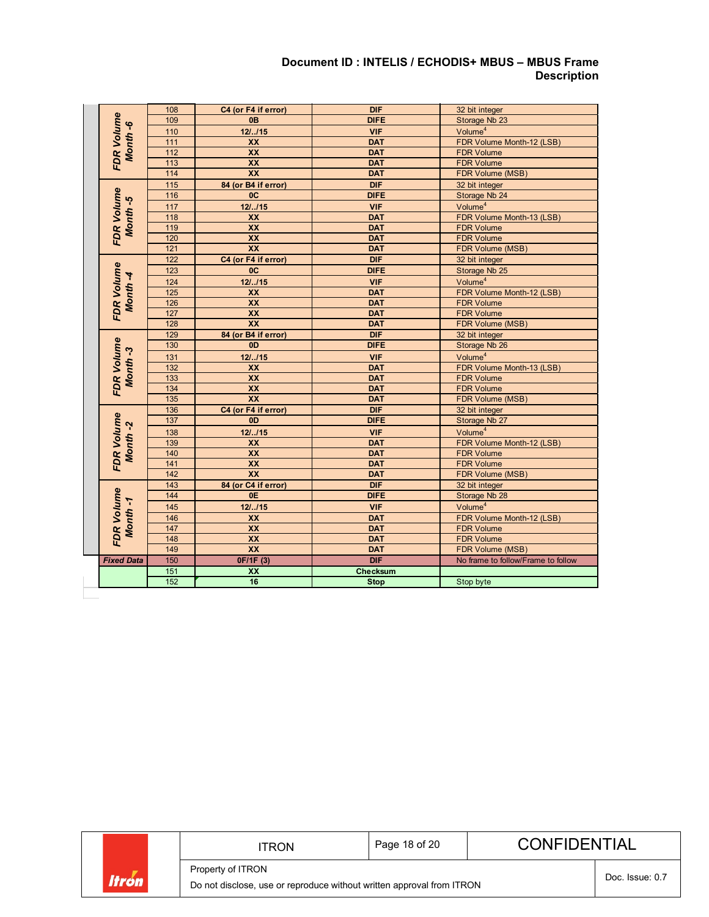| Group | Byte | Value | Field | Description |
|---|---|---|---|---|
| FDR Volume Month -6 | 108 | C4 (or F4 if error) | DIF | 32 bit integer |
| | 109 | 0B | DIFE | Storage Nb 23 |
| | 110 | 12/../15 | VIF | Volume[4] |
| | 111 | XX | DAT | FDR Volume Month-12 (LSB) |
| | 112 | XX | DAT | FDR Volume |
| | 113 | XX | DAT | FDR Volume |
| | 114 | XX | DAT | FDR Volume (MSB) |
| FDR Volume Month -5 | 115 | 84 (or B4 if error) | DIF | 32 bit integer |
| | 116 | 0C | DIFE | Storage Nb 24 |
| | 117 | 12/../15 | VIF | Volume[4] |
| | 118 | XX | DAT | FDR Volume Month-13 (LSB) |
| | 119 | XX | DAT | FDR Volume |
| | 120 | XX | DAT | FDR Volume |
| | 121 | XX | DAT | FDR Volume (MSB) |
| FDR Volume Month -4 | 122 | C4 (or F4 if error) | DIF | 32 bit integer |
| | 123 | 0C | DIFE | Storage Nb 25 |
| | 124 | 12/../15 | VIF | Volume[4] |
| | 125 | XX | DAT | FDR Volume Month-12 (LSB) |
| | 126 | XX | DAT | FDR Volume |
| | 127 | XX | DAT | FDR Volume |
| | 128 | XX | DAT | FDR Volume (MSB) |
| FDR Volume Month -3 | 129 | 84 (or B4 if error) | DIF | 32 bit integer |
| | 130 | 0D | DIFE | Storage Nb 26 |
| | 131 | 12/../15 | VIF | Volume[4] |
| | 132 | XX | DAT | FDR Volume Month-13 (LSB) |
| | 133 | XX | DAT | FDR Volume |
| | 134 | XX | DAT | FDR Volume |
| | 135 | XX | DAT | FDR Volume (MSB) |
| FDR Volume Month -2 | 136 | C4 (or F4 if error) | DIF | 32 bit integer |
| | 137 | 0D | DIFE | Storage Nb 27 |
| | 138 | 12/../15 | VIF | Volume[4] |
| | 139 | XX | DAT | FDR Volume Month-12 (LSB) |
| | 140 | XX | DAT | FDR Volume |
| | 141 | XX | DAT | FDR Volume |
| | 142 | XX | DAT | FDR Volume (MSB) |
| FDR Volume Month -1 | 143 | 84 (or C4 if error) | DIF | 32 bit integer |
| | 144 | 0E | DIFE | Storage Nb 28 |
| | 145 | 12/../15 | VIF | Volume[4] |
| | 146 | XX | DAT | FDR Volume Month-12 (LSB) |
| | 147 | XX | DAT | FDR Volume |
| | 148 | XX | DAT | FDR Volume |
| | 149 | XX | DAT | FDR Volume (MSB) |
| Fixed Data | 150 | 0F/1F (3) | DIF | No frame to follow/Frame to follow |
| | 151 | XX | Checksum | |
| | 152 | 16 | Stop | Stop byte |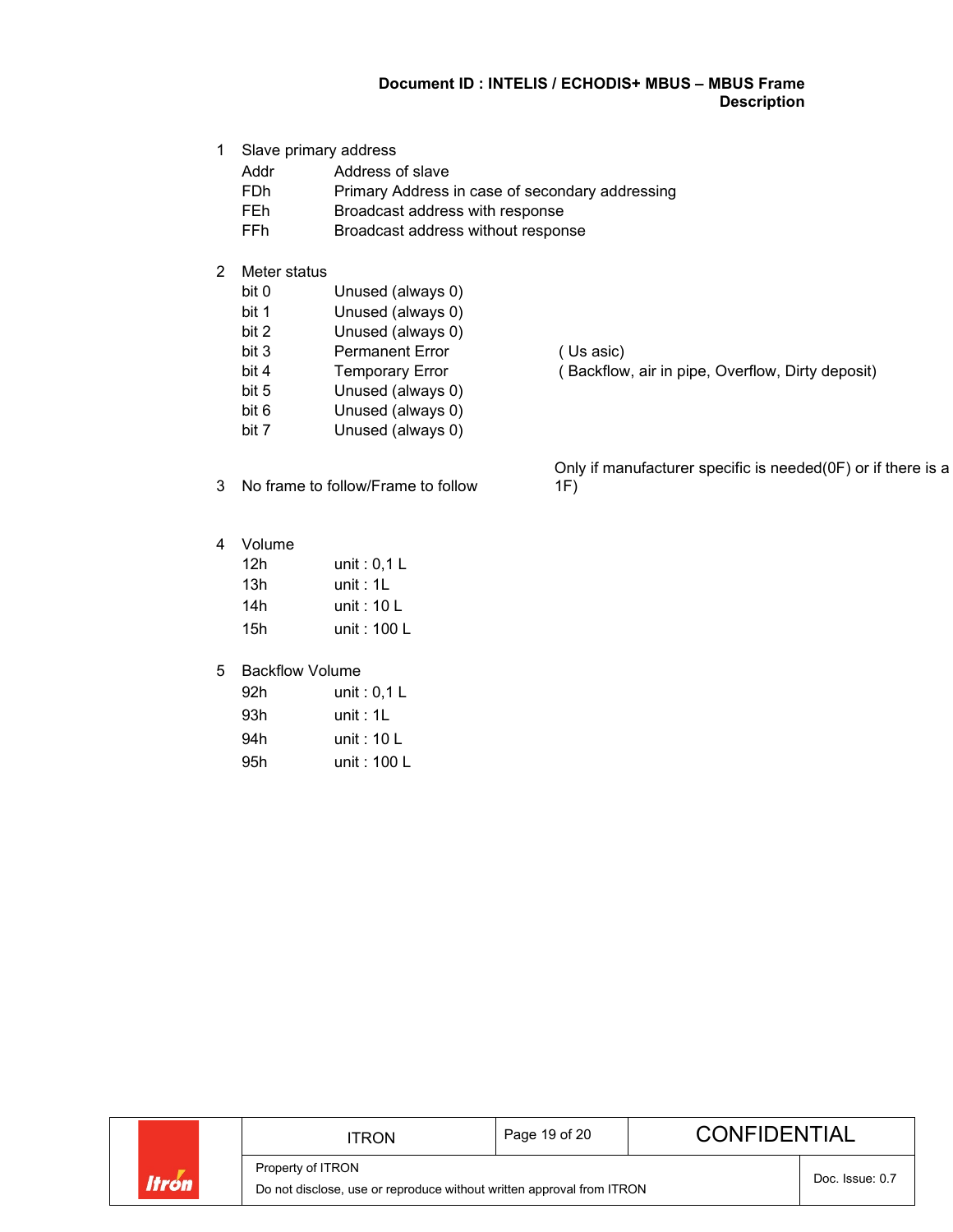1 Slave primary address

| | |
|---|---|
| Addr | Address of slave |
| FDh | Primary Address in case of secondary addressing |
| FEh | Broadcast address with response |
| FFh | Broadcast address without response |

2 Meter status

| | | |
|---|---|---|
| bit 0 | Unused (always 0) | |
| bit 1 | Unused (always 0) | |
| bit 2 | Unused (always 0) | |
| bit 3 | Permanent Error | ( Us asic) |
| bit 4 | Temporary Error | ( Backflow, air in pipe, Overflow, Dirty deposit) |
| bit 5 | Unused (always 0) | |
| bit 6 | Unused (always 0) | |
| bit 7 | Unused (always 0) | |

3 No frame to follow/Frame to follow — Only if manufacturer specific is needed(0F) or if there is a 1F)

4 Volume

| | |
|---|---|
| 12h | unit : 0,1 L |
| 13h | unit : 1L |
| 14h | unit : 10 L |
| 15h | unit : 100 L |

5 Backflow Volume

| | |
|---|---|
| 92h | unit : 0,1 L |
| 93h | unit : 1L |
| 94h | unit : 10 L |
| 95h | unit : 100 L |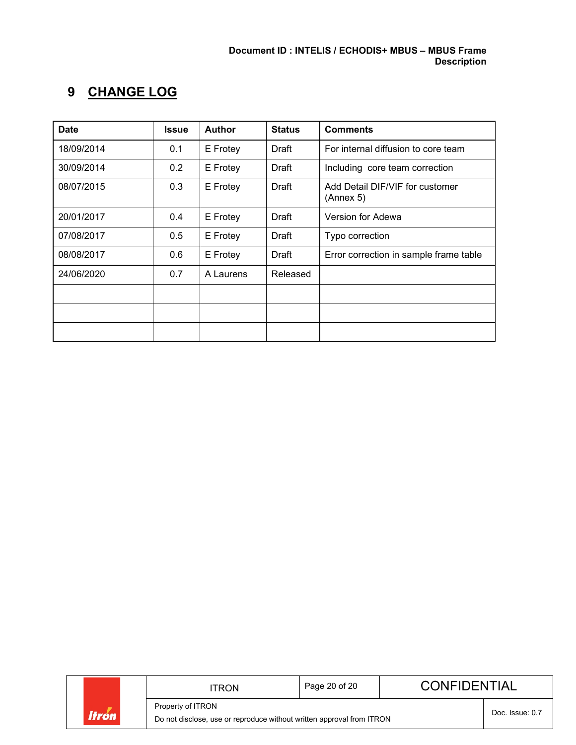# 9 CHANGE LOG

| Date | Issue | Author | Status | Comments |
|---|---|---|---|---|
| 18/09/2014 | 0.1 | E Frotey | Draft | For internal diffusion to core team |
| 30/09/2014 | 0.2 | E Frotey | Draft | Including core team correction |
| 08/07/2015 | 0.3 | E Frotey | Draft | Add Detail DIF/VIF for customer (Annex 5) |
| 20/01/2017 | 0.4 | E Frotey | Draft | Version for Adewa |
| 07/08/2017 | 0.5 | E Frotey | Draft | Typo correction |
| 08/08/2017 | 0.6 | E Frotey | Draft | Error correction in sample frame table |
| 24/06/2020 | 0.7 | A Laurens | Released | |
| | | | | |
| | | | | |
| | | | | |